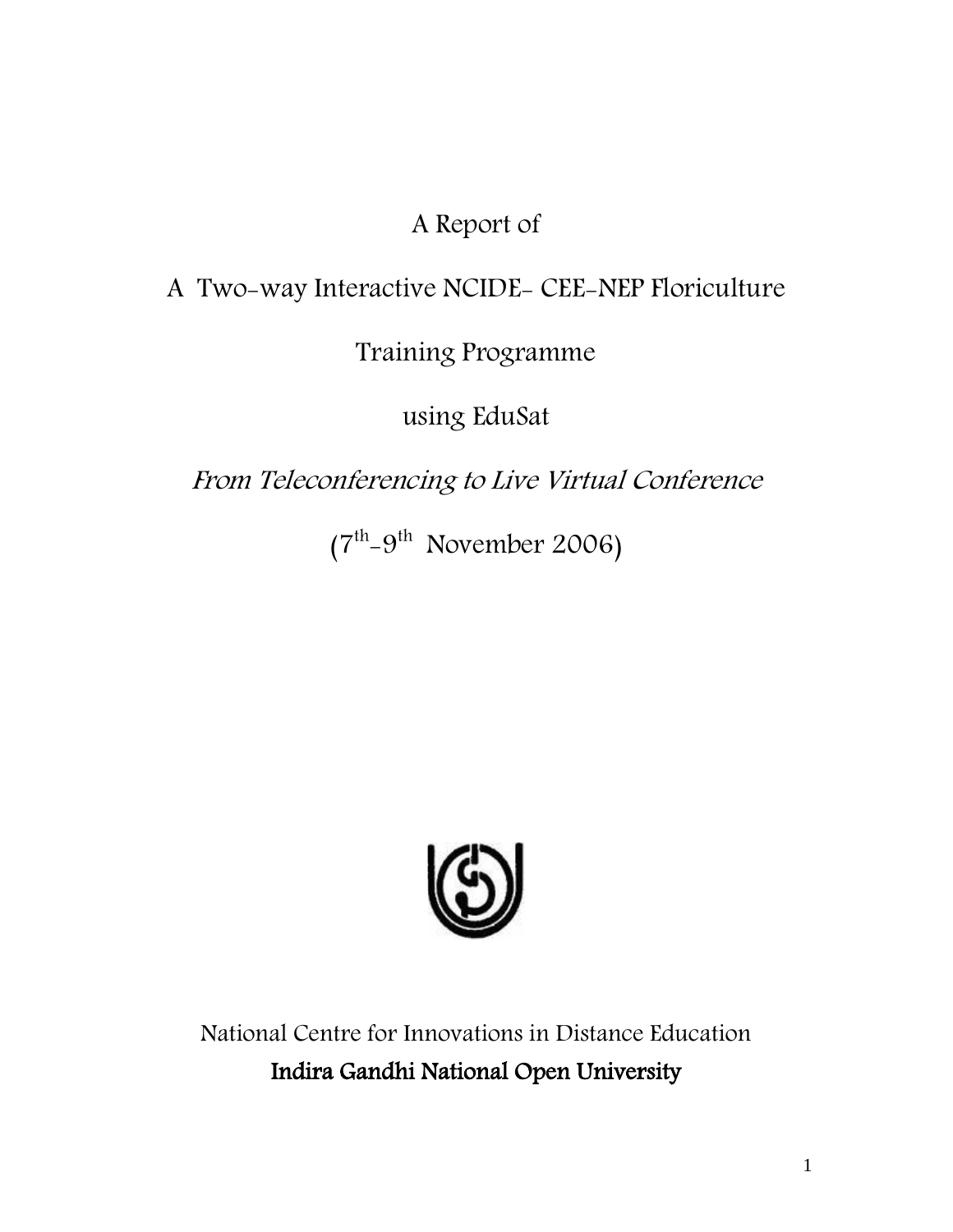# A Report of

# A Two-way Interactive NCIDE- CEE-NEP Floriculture Training Programme using EduSat

*From Teleconferencing to Live Virtual Conference*

(7th-9th November 2006)

National Centre for Innovations in Distance Education

**Indira Gandhi National Open University**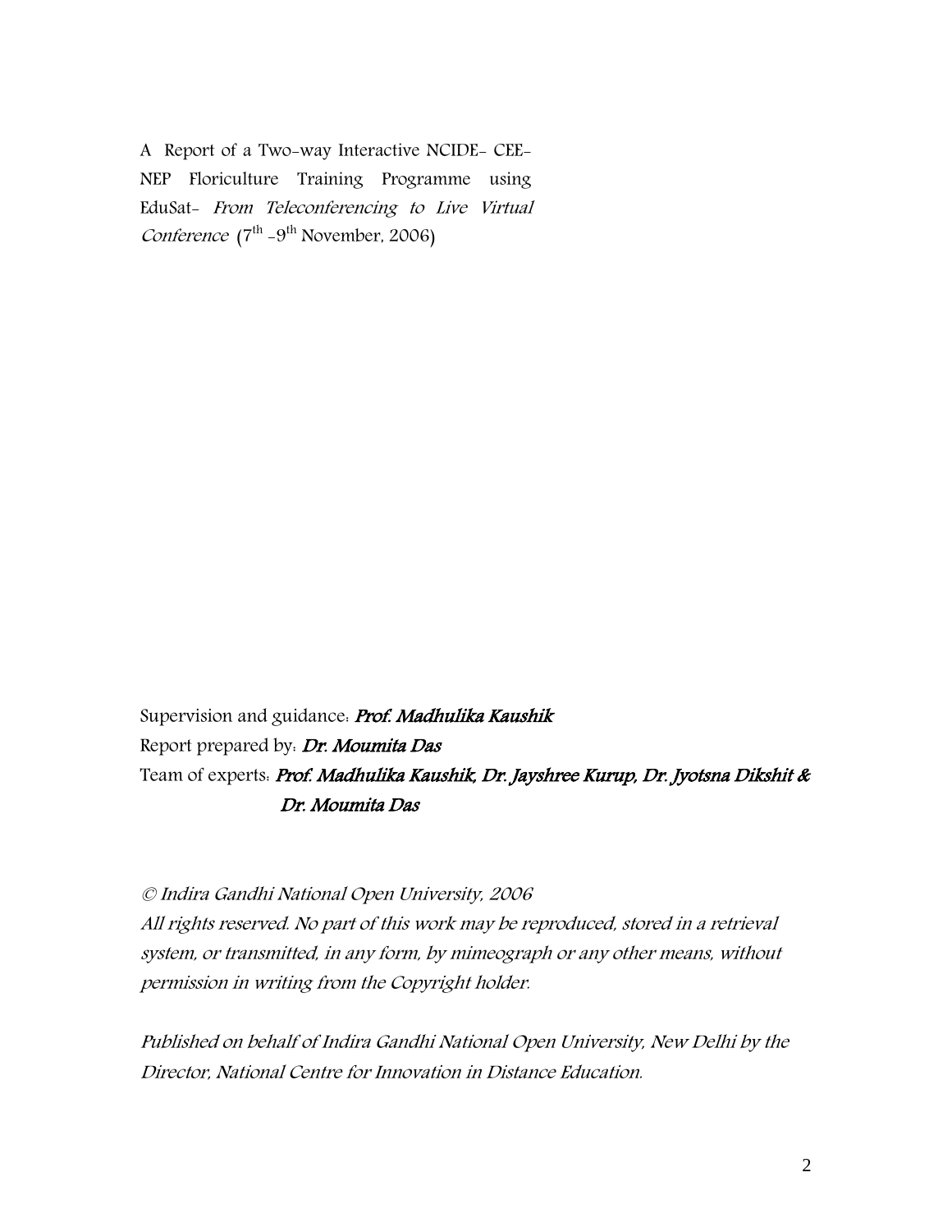A Report of a Two-way Interactive NCIDE- CEE-NEP Floriculture Training Programme using EduSat- *From Teleconferencing to Live Virtual Conference* (7th -9th November, 2006)

Supervision and guidance: ***Prof. Madhulika Kaushik***

Report prepared by: ***Dr. Moumita Das***

Team of experts: ***Prof. Madhulika Kaushik, Dr. Jayshree Kurup, Dr. Jyotsna Dikshit & Dr. Moumita Das***

*© Indira Gandhi National Open University, 2006*

*All rights reserved. No part of this work may be reproduced, stored in a retrieval system, or transmitted, in any form, by mimeograph or any other means, without permission in writing from the Copyright holder.*

*Published on behalf of Indira Gandhi National Open University, New Delhi by the Director, National Centre for Innovation in Distance Education.*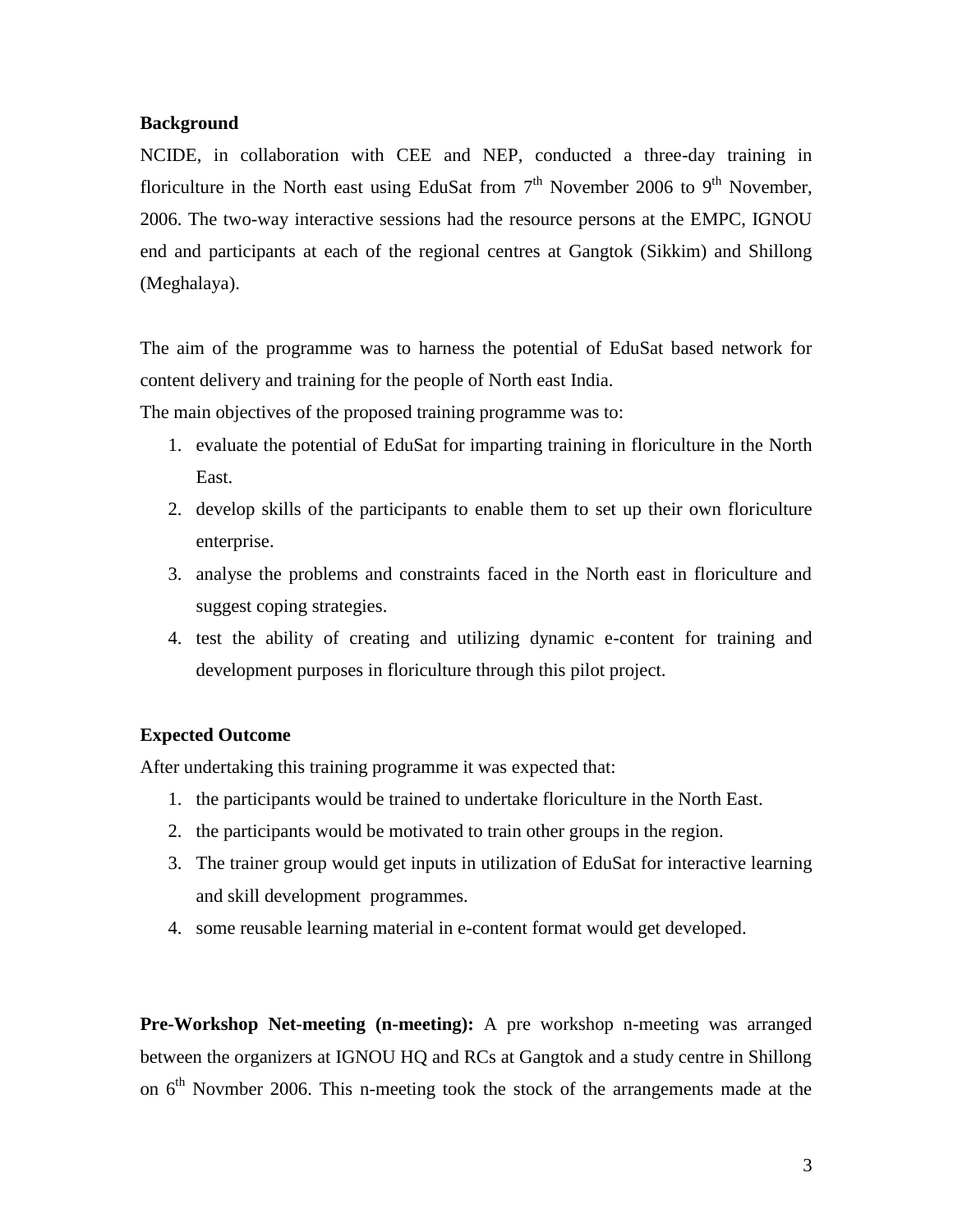**Background**

NCIDE, in collaboration with CEE and NEP, conducted a three-day training in floriculture in the North east using EduSat from 7th November 2006 to 9th November, 2006. The two-way interactive sessions had the resource persons at the EMPC, IGNOU end and participants at each of the regional centres at Gangtok (Sikkim) and Shillong (Meghalaya).

The aim of the programme was to harness the potential of EduSat based network for content delivery and training for the people of North east India.

The main objectives of the proposed training programme was to:

1. evaluate the potential of EduSat for imparting training in floriculture in the North East.
2. develop skills of the participants to enable them to set up their own floriculture enterprise.
3. analyse the problems and constraints faced in the North east in floriculture and suggest coping strategies.
4. test the ability of creating and utilizing dynamic e-content for training and development purposes in floriculture through this pilot project.

**Expected Outcome**

After undertaking this training programme it was expected that:

1. the participants would be trained to undertake floriculture in the North East.
2. the participants would be motivated to train other groups in the region.
3. The trainer group would get inputs in utilization of EduSat for interactive learning and skill development programmes.
4. some reusable learning material in e-content format would get developed.

**Pre-Workshop Net-meeting (n-meeting):** A pre workshop n-meeting was arranged between the organizers at IGNOU HQ and RCs at Gangtok and a study centre in Shillong on 6th Novmber 2006. This n-meeting took the stock of the arrangements made at the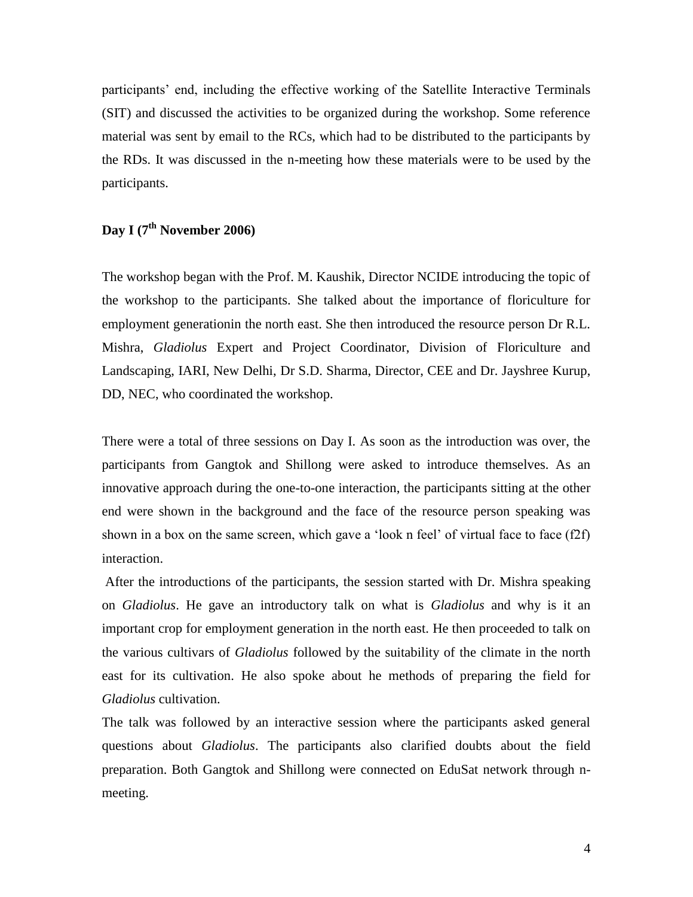participants' end, including the effective working of the Satellite Interactive Terminals (SIT) and discussed the activities to be organized during the workshop. Some reference material was sent by email to the RCs, which had to be distributed to the participants by the RDs. It was discussed in the n-meeting how these materials were to be used by the participants.

## Day I (7th November 2006)

The workshop began with the Prof. M. Kaushik, Director NCIDE introducing the topic of the workshop to the participants. She talked about the importance of floriculture for employment generationin the north east. She then introduced the resource person Dr R.L. Mishra, *Gladiolus* Expert and Project Coordinator, Division of Floriculture and Landscaping, IARI, New Delhi, Dr S.D. Sharma, Director, CEE and Dr. Jayshree Kurup, DD, NEC, who coordinated the workshop.

There were a total of three sessions on Day I. As soon as the introduction was over, the participants from Gangtok and Shillong were asked to introduce themselves. As an innovative approach during the one-to-one interaction, the participants sitting at the other end were shown in the background and the face of the resource person speaking was shown in a box on the same screen, which gave a 'look n feel' of virtual face to face (f2f) interaction.

After the introductions of the participants, the session started with Dr. Mishra speaking on *Gladiolus*. He gave an introductory talk on what is *Gladiolus* and why is it an important crop for employment generation in the north east. He then proceeded to talk on the various cultivars of *Gladiolus* followed by the suitability of the climate in the north east for its cultivation. He also spoke about he methods of preparing the field for *Gladiolus* cultivation.

The talk was followed by an interactive session where the participants asked general questions about *Gladiolus*. The participants also clarified doubts about the field preparation. Both Gangtok and Shillong were connected on EduSat network through n-meeting.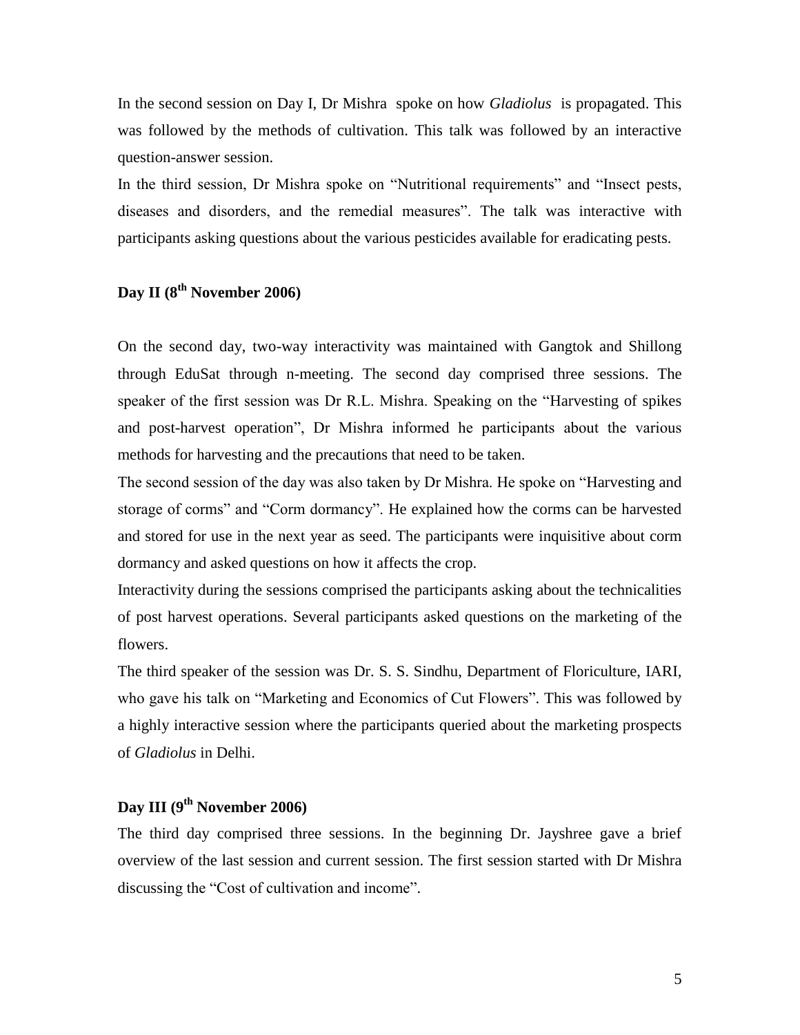In the second session on Day I, Dr Mishra spoke on how *Gladiolus* is propagated. This was followed by the methods of cultivation. This talk was followed by an interactive question-answer session.

In the third session, Dr Mishra spoke on "Nutritional requirements" and "Insect pests, diseases and disorders, and the remedial measures". The talk was interactive with participants asking questions about the various pesticides available for eradicating pests.

## Day II (8th November 2006)

On the second day, two-way interactivity was maintained with Gangtok and Shillong through EduSat through n-meeting. The second day comprised three sessions. The speaker of the first session was Dr R.L. Mishra. Speaking on the "Harvesting of spikes and post-harvest operation", Dr Mishra informed he participants about the various methods for harvesting and the precautions that need to be taken.

The second session of the day was also taken by Dr Mishra. He spoke on "Harvesting and storage of corms" and "Corm dormancy". He explained how the corms can be harvested and stored for use in the next year as seed. The participants were inquisitive about corm dormancy and asked questions on how it affects the crop.

Interactivity during the sessions comprised the participants asking about the technicalities of post harvest operations. Several participants asked questions on the marketing of the flowers.

The third speaker of the session was Dr. S. S. Sindhu, Department of Floriculture, IARI, who gave his talk on "Marketing and Economics of Cut Flowers". This was followed by a highly interactive session where the participants queried about the marketing prospects of *Gladiolus* in Delhi.

## Day III (9th November 2006)

The third day comprised three sessions. In the beginning Dr. Jayshree gave a brief overview of the last session and current session. The first session started with Dr Mishra discussing the "Cost of cultivation and income".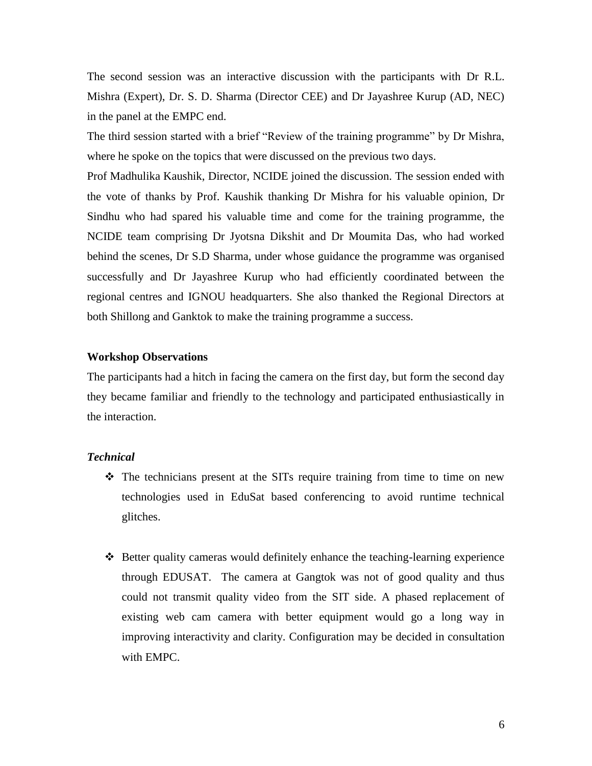The second session was an interactive discussion with the participants with Dr R.L. Mishra (Expert), Dr. S. D. Sharma (Director CEE) and Dr Jayashree Kurup (AD, NEC) in the panel at the EMPC end.

The third session started with a brief "Review of the training programme" by Dr Mishra, where he spoke on the topics that were discussed on the previous two days.

Prof Madhulika Kaushik, Director, NCIDE joined the discussion. The session ended with the vote of thanks by Prof. Kaushik thanking Dr Mishra for his valuable opinion, Dr Sindhu who had spared his valuable time and come for the training programme, the NCIDE team comprising Dr Jyotsna Dikshit and Dr Moumita Das, who had worked behind the scenes, Dr S.D Sharma, under whose guidance the programme was organised successfully and Dr Jayashree Kurup who had efficiently coordinated between the regional centres and IGNOU headquarters. She also thanked the Regional Directors at both Shillong and Ganktok to make the training programme a success.

**Workshop Observations**

The participants had a hitch in facing the camera on the first day, but form the second day they became familiar and friendly to the technology and participated enthusiastically in the interaction.

***Technical***

- The technicians present at the SITs require training from time to time on new technologies used in EduSat based conferencing to avoid runtime technical glitches.

- Better quality cameras would definitely enhance the teaching-learning experience through EDUSAT. The camera at Gangtok was not of good quality and thus could not transmit quality video from the SIT side. A phased replacement of existing web cam camera with better equipment would go a long way in improving interactivity and clarity. Configuration may be decided in consultation with EMPC.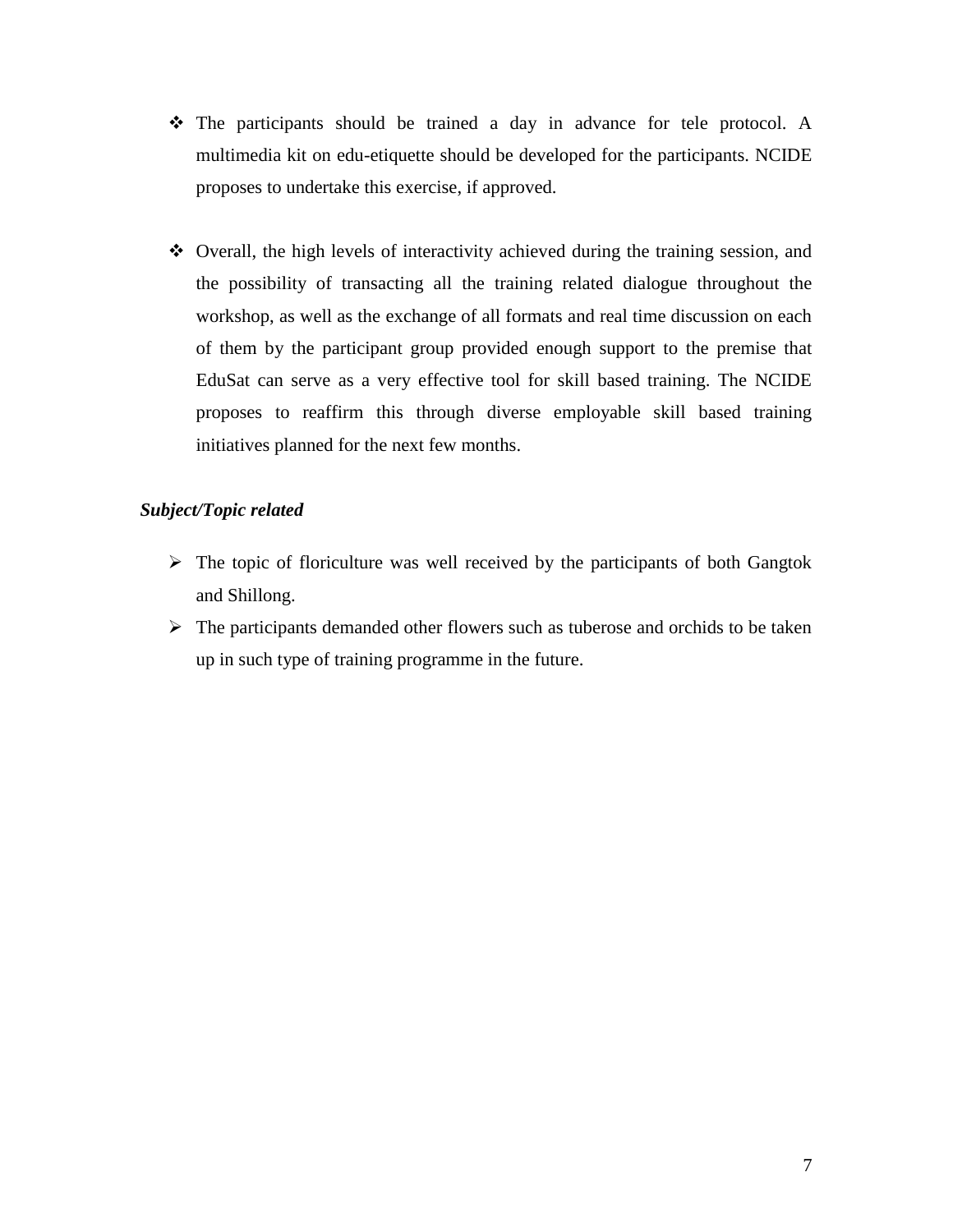- The participants should be trained a day in advance for tele protocol. A multimedia kit on edu-etiquette should be developed for the participants. NCIDE proposes to undertake this exercise, if approved.

- Overall, the high levels of interactivity achieved during the training session, and the possibility of transacting all the training related dialogue throughout the workshop, as well as the exchange of all formats and real time discussion on each of them by the participant group provided enough support to the premise that EduSat can serve as a very effective tool for skill based training. The NCIDE proposes to reaffirm this through diverse employable skill based training initiatives planned for the next few months.

***Subject/Topic related***

- The topic of floriculture was well received by the participants of both Gangtok and Shillong.
- The participants demanded other flowers such as tuberose and orchids to be taken up in such type of training programme in the future.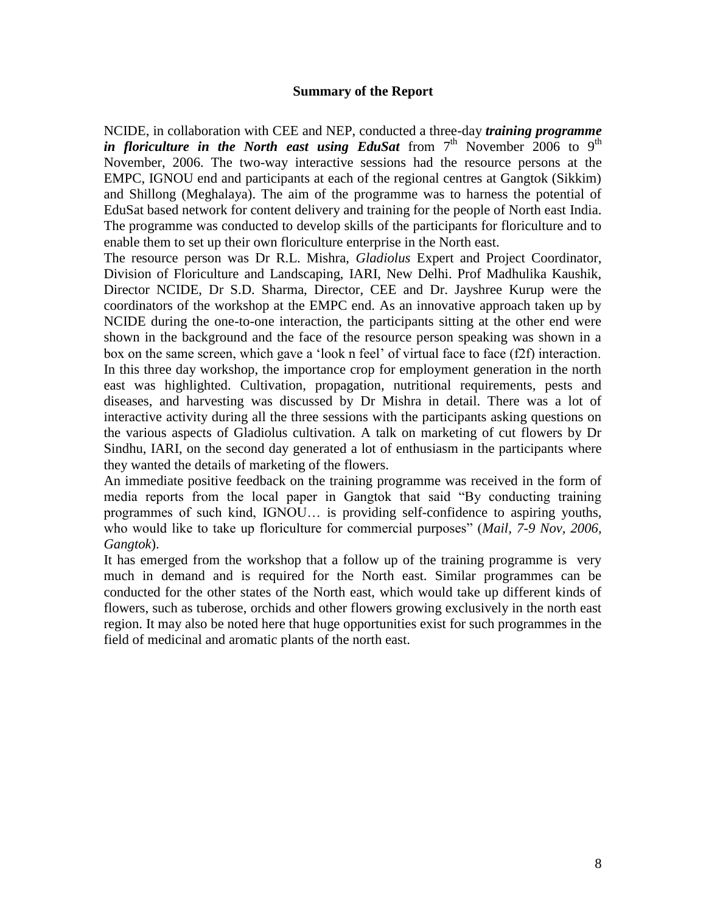## Summary of the Report

NCIDE, in collaboration with CEE and NEP, conducted a three-day ***training programme in floriculture in the North east using EduSat*** from 7th November 2006 to 9th November, 2006. The two-way interactive sessions had the resource persons at the EMPC, IGNOU end and participants at each of the regional centres at Gangtok (Sikkim) and Shillong (Meghalaya). The aim of the programme was to harness the potential of EduSat based network for content delivery and training for the people of North east India. The programme was conducted to develop skills of the participants for floriculture and to enable them to set up their own floriculture enterprise in the North east.

The resource person was Dr R.L. Mishra, *Gladiolus* Expert and Project Coordinator, Division of Floriculture and Landscaping, IARI, New Delhi. Prof Madhulika Kaushik, Director NCIDE, Dr S.D. Sharma, Director, CEE and Dr. Jayshree Kurup were the coordinators of the workshop at the EMPC end. As an innovative approach taken up by NCIDE during the one-to-one interaction, the participants sitting at the other end were shown in the background and the face of the resource person speaking was shown in a box on the same screen, which gave a 'look n feel' of virtual face to face (f2f) interaction. In this three day workshop, the importance crop for employment generation in the north east was highlighted. Cultivation, propagation, nutritional requirements, pests and diseases, and harvesting was discussed by Dr Mishra in detail. There was a lot of interactive activity during all the three sessions with the participants asking questions on the various aspects of Gladiolus cultivation. A talk on marketing of cut flowers by Dr Sindhu, IARI, on the second day generated a lot of enthusiasm in the participants where they wanted the details of marketing of the flowers.

An immediate positive feedback on the training programme was received in the form of media reports from the local paper in Gangtok that said "By conducting training programmes of such kind, IGNOU… is providing self-confidence to aspiring youths, who would like to take up floriculture for commercial purposes" (*Mail, 7-9 Nov, 2006, Gangtok*).

It has emerged from the workshop that a follow up of the training programme is very much in demand and is required for the North east. Similar programmes can be conducted for the other states of the North east, which would take up different kinds of flowers, such as tuberose, orchids and other flowers growing exclusively in the north east region. It may also be noted here that huge opportunities exist for such programmes in the field of medicinal and aromatic plants of the north east.